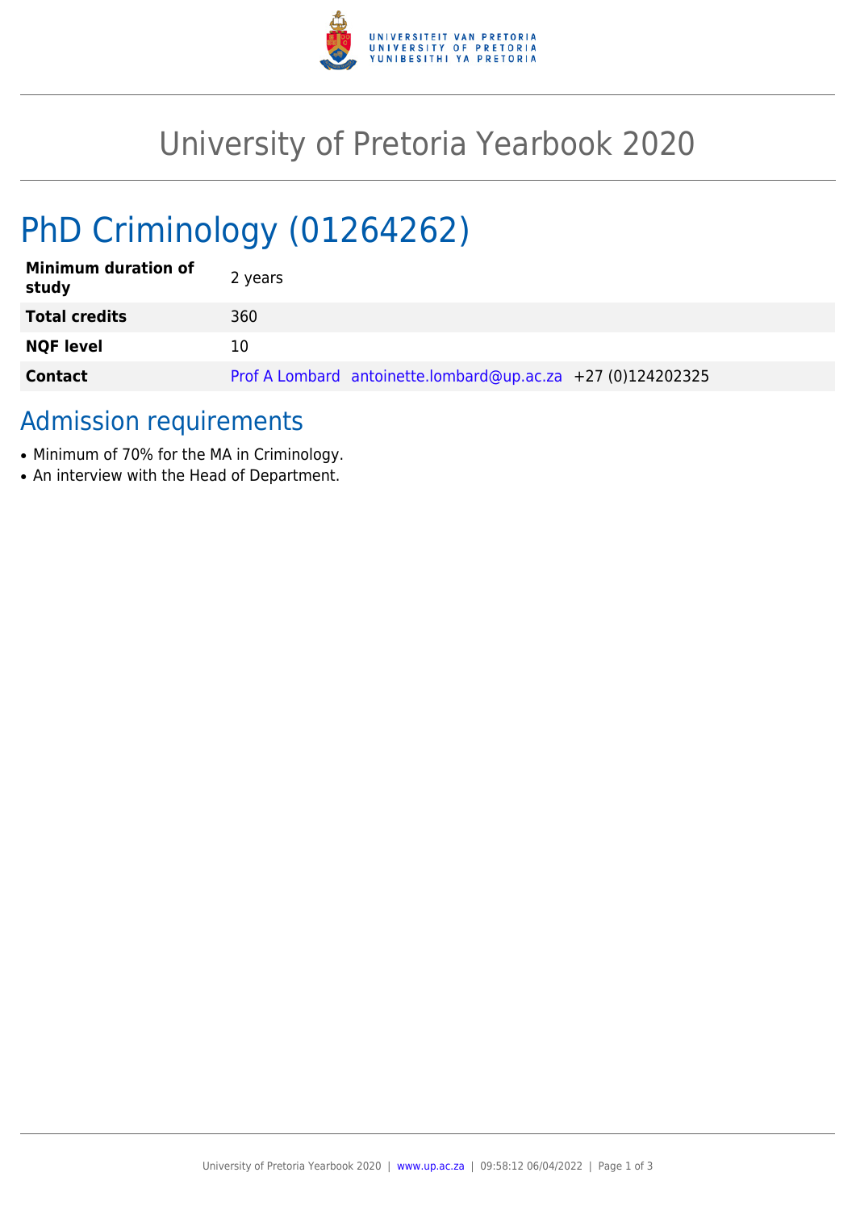# University of Pretoria Yearbook 2020

# PhD Criminology (01264262)

| | |
|---|---|
| **Minimum duration of study** | 2 years |
| **Total credits** | 360 |
| **NQF level** | 10 |
| **Contact** | Prof A Lombard antoinette.lombard@up.ac.za +27 (0)124202325 |

## Admission requirements

- Minimum of 70% for the MA in Criminology.
- An interview with the Head of Department.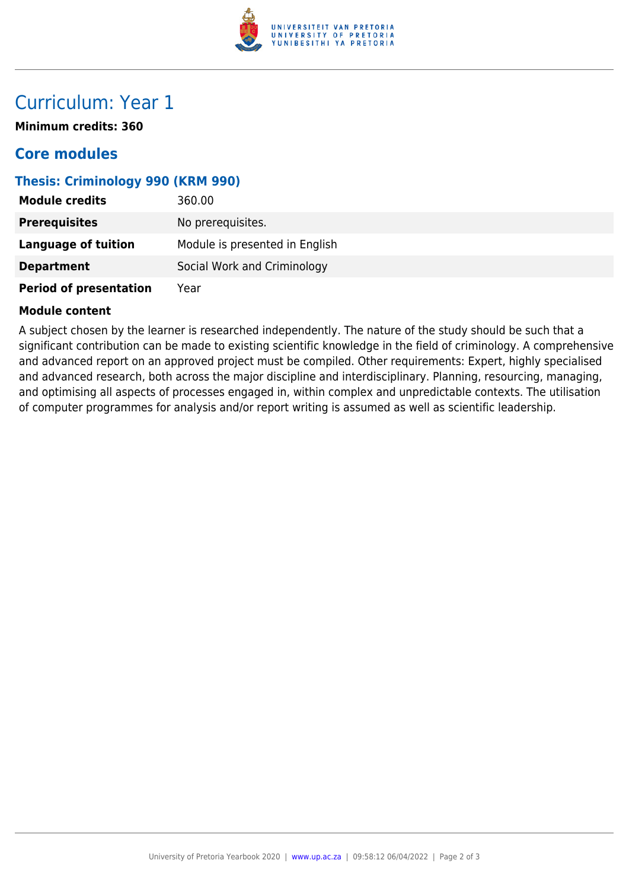# Curriculum: Year 1

**Minimum credits: 360**

## Core modules

### Thesis: Criminology 990 (KRM 990)

| | |
|---|---|
| **Module credits** | 360.00 |
| **Prerequisites** | No prerequisites. |
| **Language of tuition** | Module is presented in English |
| **Department** | Social Work and Criminology |
| **Period of presentation** | Year |

**Module content**

A subject chosen by the learner is researched independently. The nature of the study should be such that a significant contribution can be made to existing scientific knowledge in the field of criminology. A comprehensive and advanced report on an approved project must be compiled. Other requirements: Expert, highly specialised and advanced research, both across the major discipline and interdisciplinary. Planning, resourcing, managing, and optimising all aspects of processes engaged in, within complex and unpredictable contexts. The utilisation of computer programmes for analysis and/or report writing is assumed as well as scientific leadership.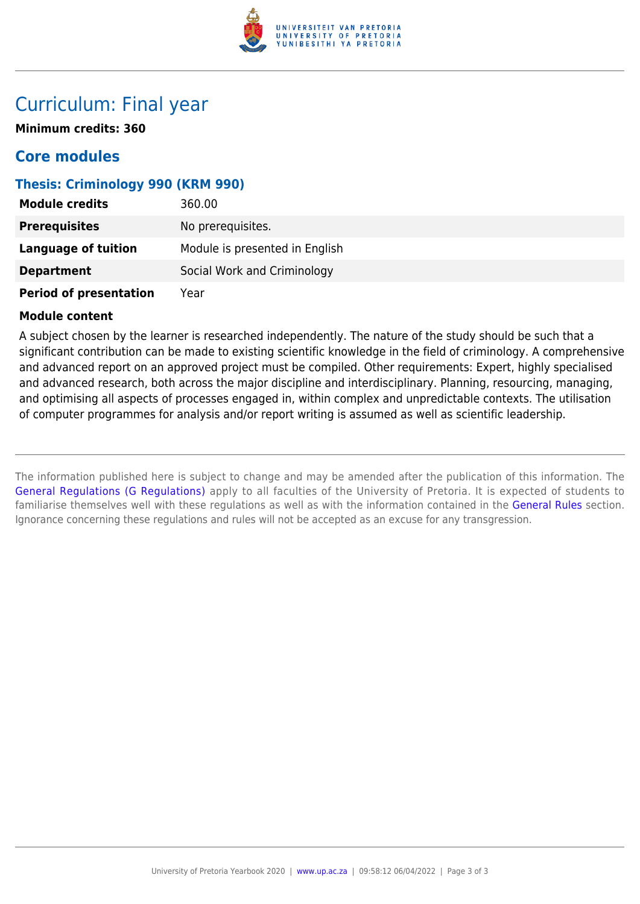# Curriculum: Final year

**Minimum credits: 360**

## Core modules

### Thesis: Criminology 990 (KRM 990)

| | |
|---|---|
| **Module credits** | 360.00 |
| **Prerequisites** | No prerequisites. |
| **Language of tuition** | Module is presented in English |
| **Department** | Social Work and Criminology |
| **Period of presentation** | Year |

**Module content**

A subject chosen by the learner is researched independently. The nature of the study should be such that a significant contribution can be made to existing scientific knowledge in the field of criminology. A comprehensive and advanced report on an approved project must be compiled. Other requirements: Expert, highly specialised and advanced research, both across the major discipline and interdisciplinary. Planning, resourcing, managing, and optimising all aspects of processes engaged in, within complex and unpredictable contexts. The utilisation of computer programmes for analysis and/or report writing is assumed as well as scientific leadership.

---

The information published here is subject to change and may be amended after the publication of this information. The General Regulations (G Regulations) apply to all faculties of the University of Pretoria. It is expected of students to familiarise themselves well with these regulations as well as with the information contained in the General Rules section. Ignorance concerning these regulations and rules will not be accepted as an excuse for any transgression.